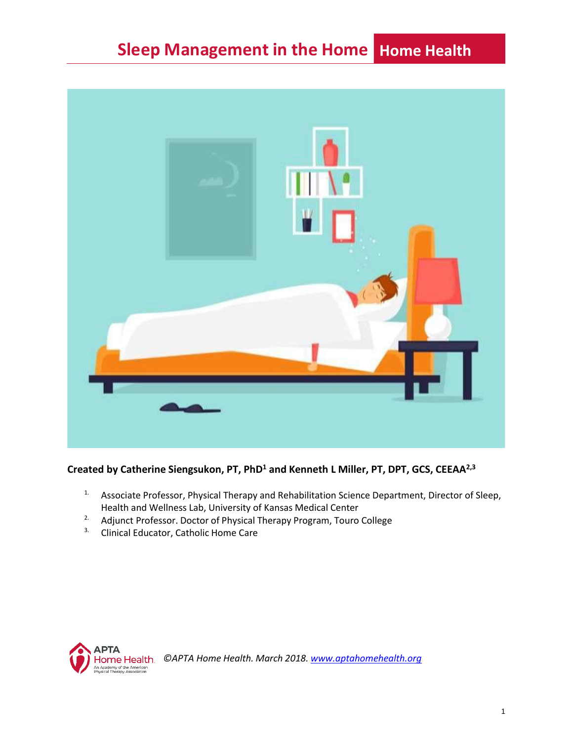# Sleep Management in the Home | Home Health

**Created by Catherine Siengsukon, PT, PhD[1] and Kenneth L Miller, PT, DPT, GCS, CEEAA[2,3]**

1. Associate Professor, Physical Therapy and Rehabilitation Science Department, Director of Sleep, Health and Wellness Lab, University of Kansas Medical Center
2. Adjunct Professor. Doctor of Physical Therapy Program, Touro College
3. Clinical Educator, Catholic Home Care

APTA Home Health An Academy of the American Physical Therapy Association *©APTA Home Health. March 2018. [www.aptahomehealth.org](http://www.aptahomehealth.org)*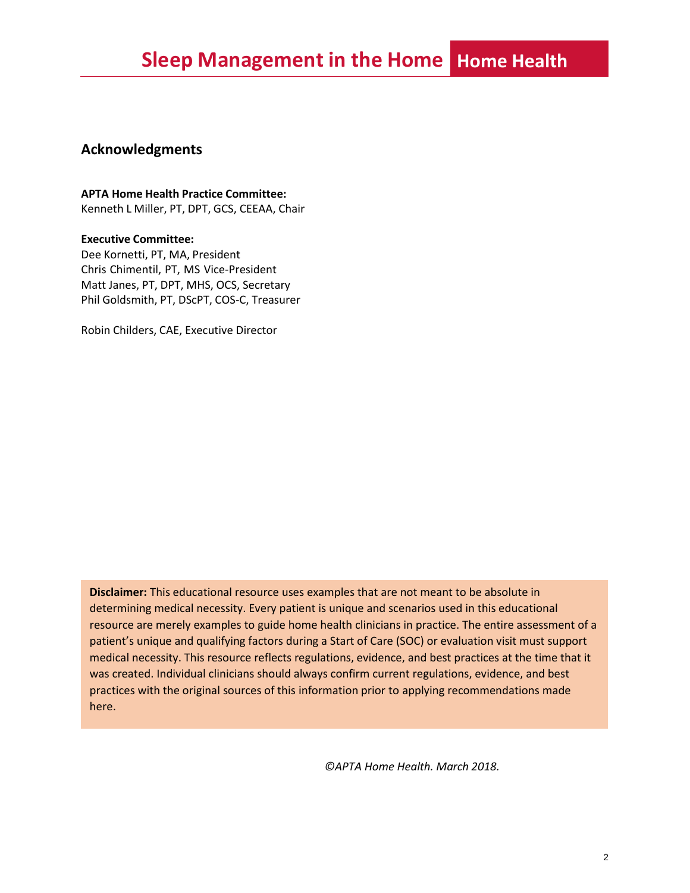## Acknowledgments

**APTA Home Health Practice Committee:**
Kenneth L Miller, PT, DPT, GCS, CEEAA, Chair

**Executive Committee:**
Dee Kornetti, PT, MA, President
Chris Chimentil, PT, MS Vice-President
Matt Janes, PT, DPT, MHS, OCS, Secretary
Phil Goldsmith, PT, DScPT, COS-C, Treasurer

Robin Childers, CAE, Executive Director

**Disclaimer:** This educational resource uses examples that are not meant to be absolute in determining medical necessity. Every patient is unique and scenarios used in this educational resource are merely examples to guide home health clinicians in practice. The entire assessment of a patient's unique and qualifying factors during a Start of Care (SOC) or evaluation visit must support medical necessity. This resource reflects regulations, evidence, and best practices at the time that it was created. Individual clinicians should always confirm current regulations, evidence, and best practices with the original sources of this information prior to applying recommendations made here.

*©APTA Home Health. March 2018.*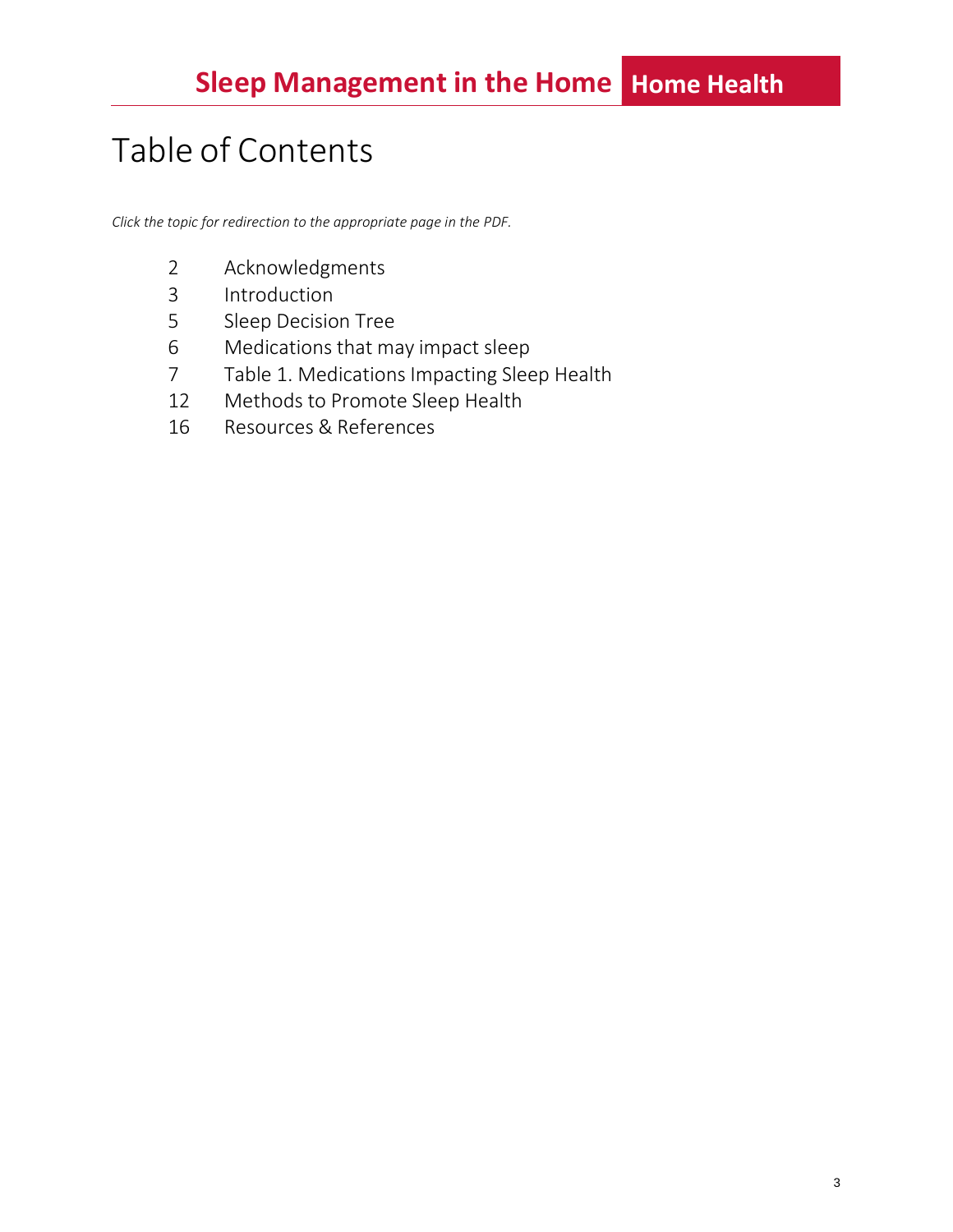# Table of Contents

*Click the topic for redirection to the appropriate page in the PDF.*

| | |
|---|---|
| 2 | Acknowledgments |
| 3 | Introduction |
| 5 | Sleep Decision Tree |
| 6 | Medications that may impact sleep |
| 7 | Table 1. Medications Impacting Sleep Health |
| 12 | Methods to Promote Sleep Health |
| 16 | Resources & References |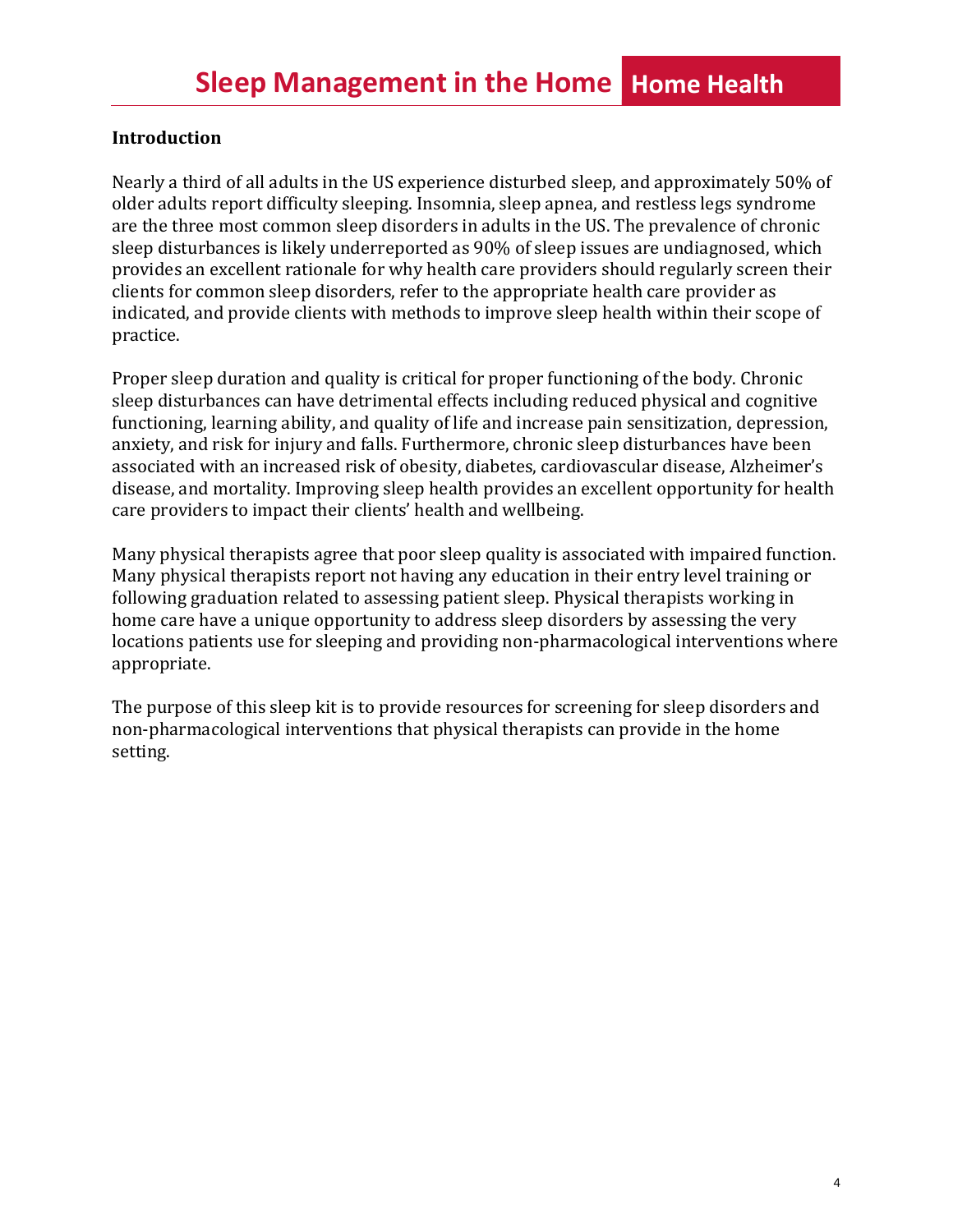## Introduction

Nearly a third of all adults in the US experience disturbed sleep, and approximately 50% of older adults report difficulty sleeping. Insomnia, sleep apnea, and restless legs syndrome are the three most common sleep disorders in adults in the US. The prevalence of chronic sleep disturbances is likely underreported as 90% of sleep issues are undiagnosed, which provides an excellent rationale for why health care providers should regularly screen their clients for common sleep disorders, refer to the appropriate health care provider as indicated, and provide clients with methods to improve sleep health within their scope of practice.

Proper sleep duration and quality is critical for proper functioning of the body. Chronic sleep disturbances can have detrimental effects including reduced physical and cognitive functioning, learning ability, and quality of life and increase pain sensitization, depression, anxiety, and risk for injury and falls. Furthermore, chronic sleep disturbances have been associated with an increased risk of obesity, diabetes, cardiovascular disease, Alzheimer's disease, and mortality. Improving sleep health provides an excellent opportunity for health care providers to impact their clients' health and wellbeing.

Many physical therapists agree that poor sleep quality is associated with impaired function. Many physical therapists report not having any education in their entry level training or following graduation related to assessing patient sleep. Physical therapists working in home care have a unique opportunity to address sleep disorders by assessing the very locations patients use for sleeping and providing non-pharmacological interventions where appropriate.

The purpose of this sleep kit is to provide resources for screening for sleep disorders and non-pharmacological interventions that physical therapists can provide in the home setting.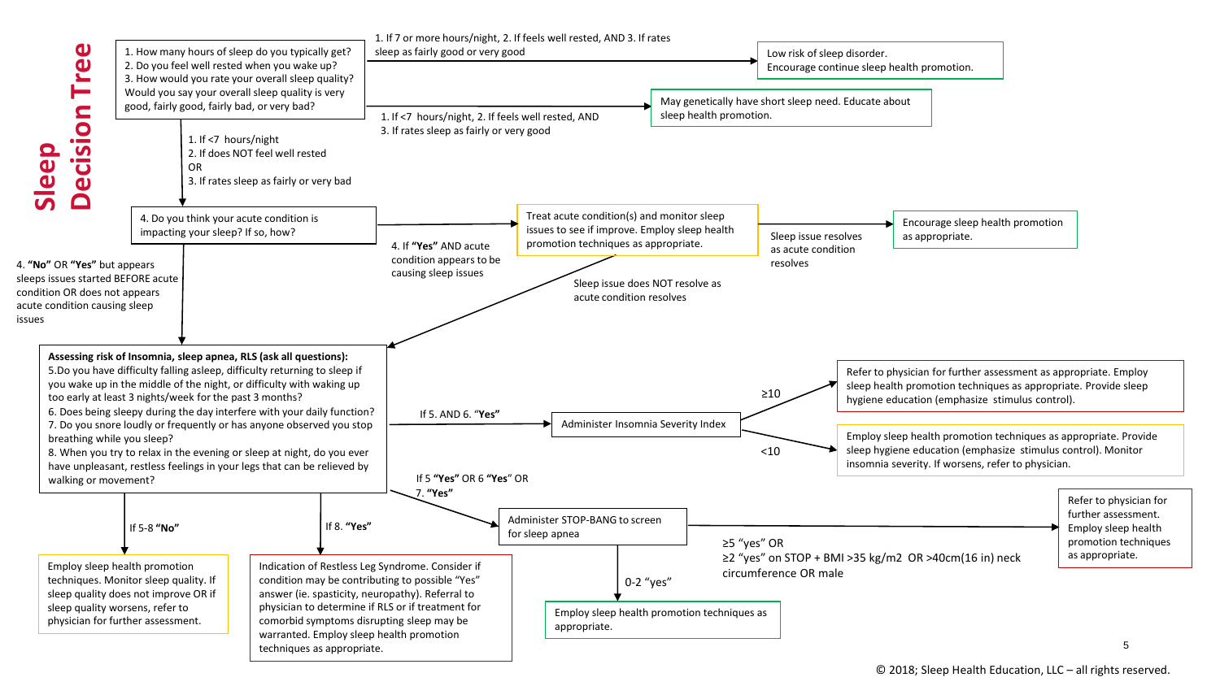# Sleep Decision Tree

1. How many hours of sleep do you typically get?
2. Do you feel well rested when you wake up?
3. How would you rate your overall sleep quality? Would you say your overall sleep quality is very good, fairly good, fairly bad, or very bad?

1. If 7 or more hours/night, 2. If feels well rested, AND 3. If rates sleep as fairly good or very good → Low risk of sleep disorder. Encourage continue sleep health promotion.

1. If <7 hours/night, 2. If feels well rested, AND 3. If rates sleep as fairly or very good → May genetically have short sleep need. Educate about sleep health promotion.

1. If <7 hours/night
2. If does NOT feel well rested
OR
3. If rates sleep as fairly or very bad

→ 4. Do you think your acute condition is impacting your sleep? If so, how?

4. If **"Yes"** AND acute condition appears to be causing sleep issues → Treat acute condition(s) and monitor sleep issues to see if improve. Employ sleep health promotion techniques as appropriate.

- Sleep issue resolves as acute condition resolves → Encourage sleep health promotion as appropriate.
- Sleep issue does NOT resolve as acute condition resolves → Assessing risk of Insomnia, sleep apnea, RLS

4. **"No"** OR **"Yes"** but appears sleeps issues started BEFORE acute condition OR does not appears acute condition causing sleep issues →

**Assessing risk of Insomnia, sleep apnea, RLS (ask all questions):**

5. Do you have difficulty falling asleep, difficulty returning to sleep if you wake up in the middle of the night, or difficulty with waking up too early at least 3 nights/week for the past 3 months?
6. Does being sleepy during the day interfere with your daily function?
7. Do you snore loudly or frequently or has anyone observed you stop breathing while you sleep?
8. When you try to relax in the evening or sleep at night, do you ever have unpleasant, restless feelings in your legs that can be relieved by walking or movement?

If 5. AND 6. **"Yes"** → Administer Insomnia Severity Index

- ≥10 → Refer to physician for further assessment as appropriate. Employ sleep health promotion techniques as appropriate. Provide sleep hygiene education (emphasize stimulus control).
- <10 → Employ sleep health promotion techniques as appropriate. Provide sleep hygiene education (emphasize stimulus control). Monitor insomnia severity. If worsens, refer to physician.

If 5 **"Yes"** OR 6 **"Yes"** OR 7. **"Yes"** → Administer STOP-BANG to screen for sleep apnea

- ≥5 "yes" OR ≥2 "yes" on STOP + BMI >35 kg/m2 OR >40cm(16 in) neck circumference OR male → Refer to physician for further assessment. Employ sleep health promotion techniques as appropriate.
- 0-2 "yes" → Employ sleep health promotion techniques as appropriate.

If 5-8 **"No"** → Employ sleep health promotion techniques. Monitor sleep quality. If sleep quality does not improve OR if sleep quality worsens, refer to physician for further assessment.

If 8. **"Yes"** → Indication of Restless Leg Syndrome. Consider if condition may be contributing to possible "Yes" answer (ie. spasticity, neuropathy). Referral to physician to determine if RLS or if treatment for comorbid symptoms disrupting sleep may be warranted. Employ sleep health promotion techniques as appropriate.

© 2018; Sleep Health Education, LLC – all rights reserved.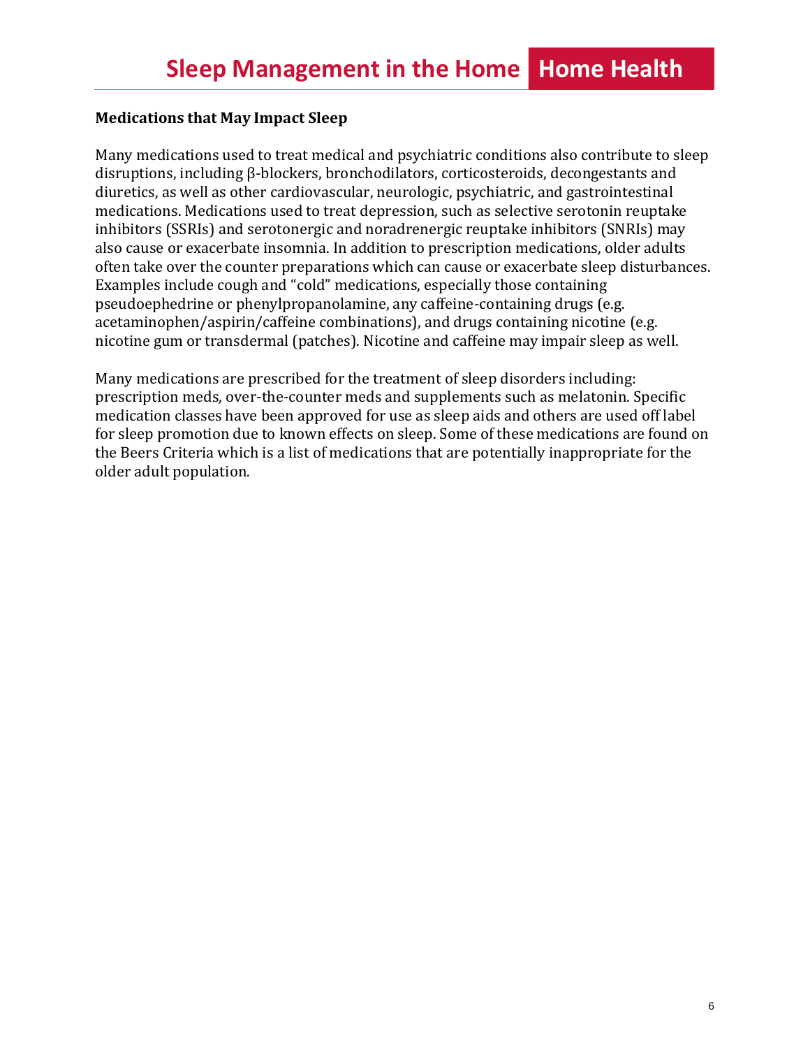### Medications that May Impact Sleep

Many medications used to treat medical and psychiatric conditions also contribute to sleep disruptions, including β-blockers, bronchodilators, corticosteroids, decongestants and diuretics, as well as other cardiovascular, neurologic, psychiatric, and gastrointestinal medications. Medications used to treat depression, such as selective serotonin reuptake inhibitors (SSRIs) and serotonergic and noradrenergic reuptake inhibitors (SNRIs) may also cause or exacerbate insomnia. In addition to prescription medications, older adults often take over the counter preparations which can cause or exacerbate sleep disturbances. Examples include cough and "cold" medications, especially those containing pseudoephedrine or phenylpropanolamine, any caffeine-containing drugs (e.g. acetaminophen/aspirin/caffeine combinations), and drugs containing nicotine (e.g. nicotine gum or transdermal (patches). Nicotine and caffeine may impair sleep as well.

Many medications are prescribed for the treatment of sleep disorders including: prescription meds, over-the-counter meds and supplements such as melatonin. Specific medication classes have been approved for use as sleep aids and others are used off label for sleep promotion due to known effects on sleep. Some of these medications are found on the Beers Criteria which is a list of medications that are potentially inappropriate for the older adult population.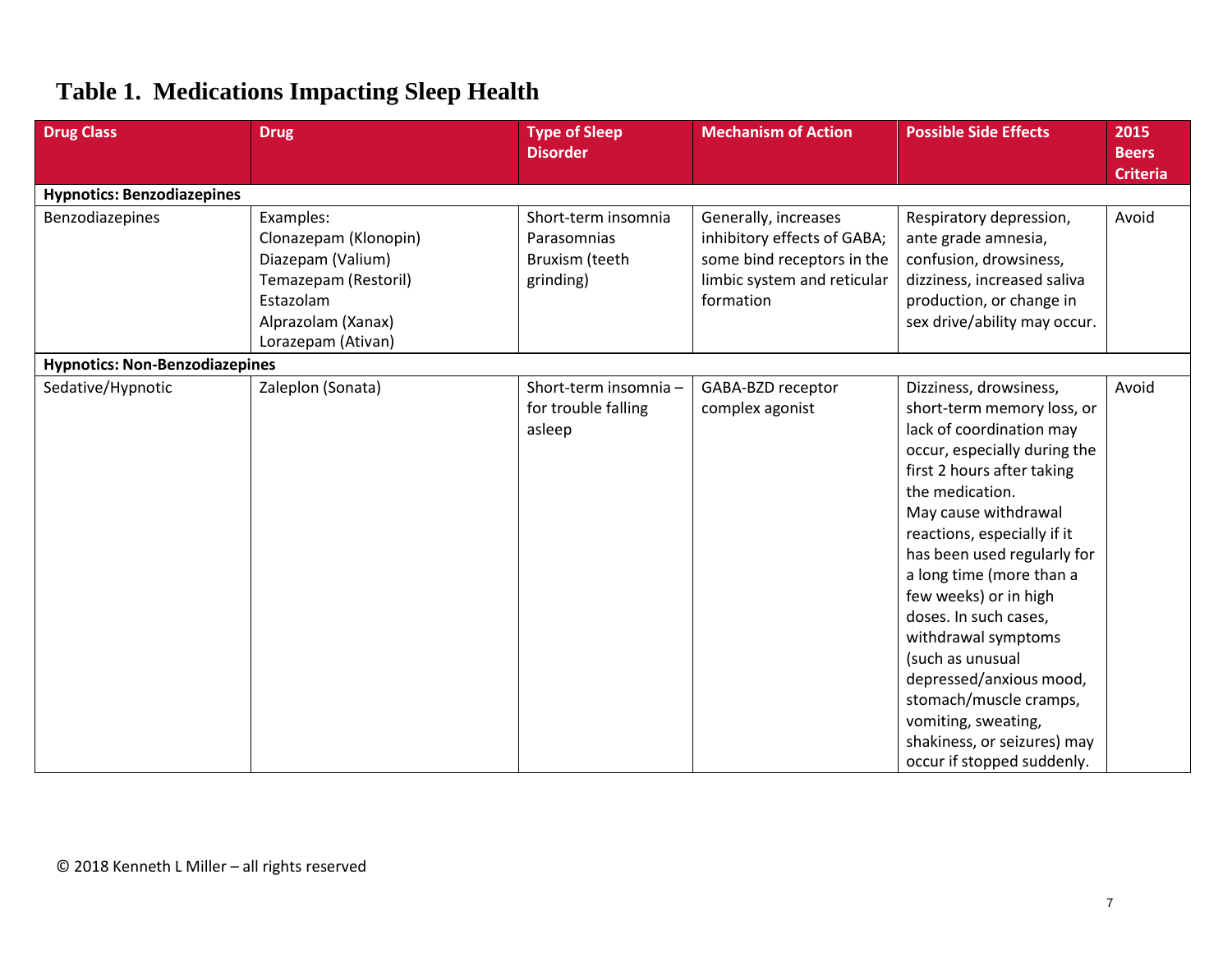# Table 1. Medications Impacting Sleep Health

| Drug Class | Drug | Type of Sleep Disorder | Mechanism of Action | Possible Side Effects | 2015 Beers Criteria |
|---|---|---|---|---|---|
| **Hypnotics: Benzodiazepines** | | | | | |
| Benzodiazepines | Examples:<br>Clonazepam (Klonopin)<br>Diazepam (Valium)<br>Temazepam (Restoril)<br>Estazolam<br>Alprazolam (Xanax)<br>Lorazepam (Ativan) | Short-term insomnia<br>Parasomnias<br>Bruxism (teeth grinding) | Generally, increases inhibitory effects of GABA; some bind receptors in the limbic system and reticular formation | Respiratory depression, ante grade amnesia, confusion, drowsiness, dizziness, increased saliva production, or change in sex drive/ability may occur. | Avoid |
| **Hypnotics: Non-Benzodiazepines** | | | | | |
| Sedative/Hypnotic | Zaleplon (Sonata) | Short-term insomnia – for trouble falling asleep | GABA-BZD receptor complex agonist | Dizziness, drowsiness, short-term memory loss, or lack of coordination may occur, especially during the first 2 hours after taking the medication.<br>May cause withdrawal reactions, especially if it has been used regularly for a long time (more than a few weeks) or in high doses. In such cases, withdrawal symptoms (such as unusual depressed/anxious mood, stomach/muscle cramps, vomiting, sweating, shakiness, or seizures) may occur if stopped suddenly. | Avoid |

© 2018 Kenneth L Miller – all rights reserved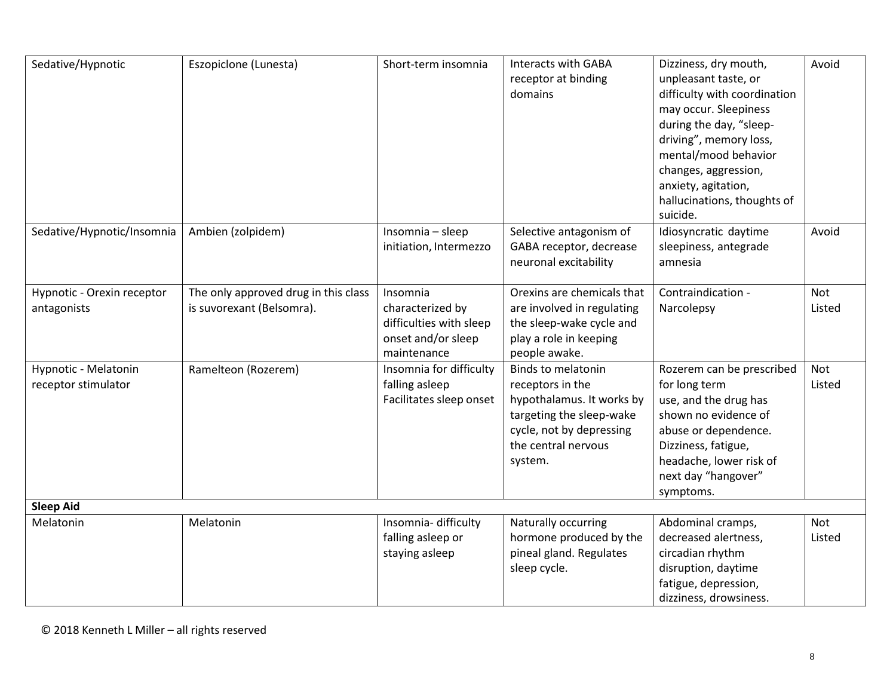| | | | | | |
|---|---|---|---|---|---|
| Sedative/Hypnotic | Eszopiclone (Lunesta) | Short-term insomnia | Interacts with GABA receptor at binding domains | Dizziness, dry mouth, unpleasant taste, or difficulty with coordination may occur. Sleepiness during the day, "sleep-driving", memory loss, mental/mood behavior changes, aggression, anxiety, agitation, hallucinations, thoughts of suicide. | Avoid |
| Sedative/Hypnotic/Insomnia | Ambien (zolpidem) | Insomnia – sleep initiation, Intermezzo | Selective antagonism of GABA receptor, decrease neuronal excitability | Idiosyncratic daytime sleepiness, antegrade amnesia | Avoid |
| Hypnotic - Orexin receptor antagonists | The only approved drug in this class is suvorexant (Belsomra). | Insomnia characterized by difficulties with sleep onset and/or sleep maintenance | Orexins are chemicals that are involved in regulating the sleep-wake cycle and play a role in keeping people awake. | Contraindication - Narcolepsy | Not Listed |
| Hypnotic - Melatonin receptor stimulator | Ramelteon (Rozerem) | Insomnia for difficulty falling asleep Facilitates sleep onset | Binds to melatonin receptors in the hypothalamus. It works by targeting the sleep-wake cycle, not by depressing the central nervous system. | Rozerem can be prescribed for long term use, and the drug has shown no evidence of abuse or dependence. Dizziness, fatigue, headache, lower risk of next day "hangover" symptoms. | Not Listed |
| **Sleep Aid** | | | | | |
| Melatonin | Melatonin | Insomnia- difficulty falling asleep or staying asleep | Naturally occurring hormone produced by the pineal gland. Regulates sleep cycle. | Abdominal cramps, decreased alertness, circadian rhythm disruption, daytime fatigue, depression, dizziness, drowsiness. | Not Listed |

© 2018 Kenneth L Miller – all rights reserved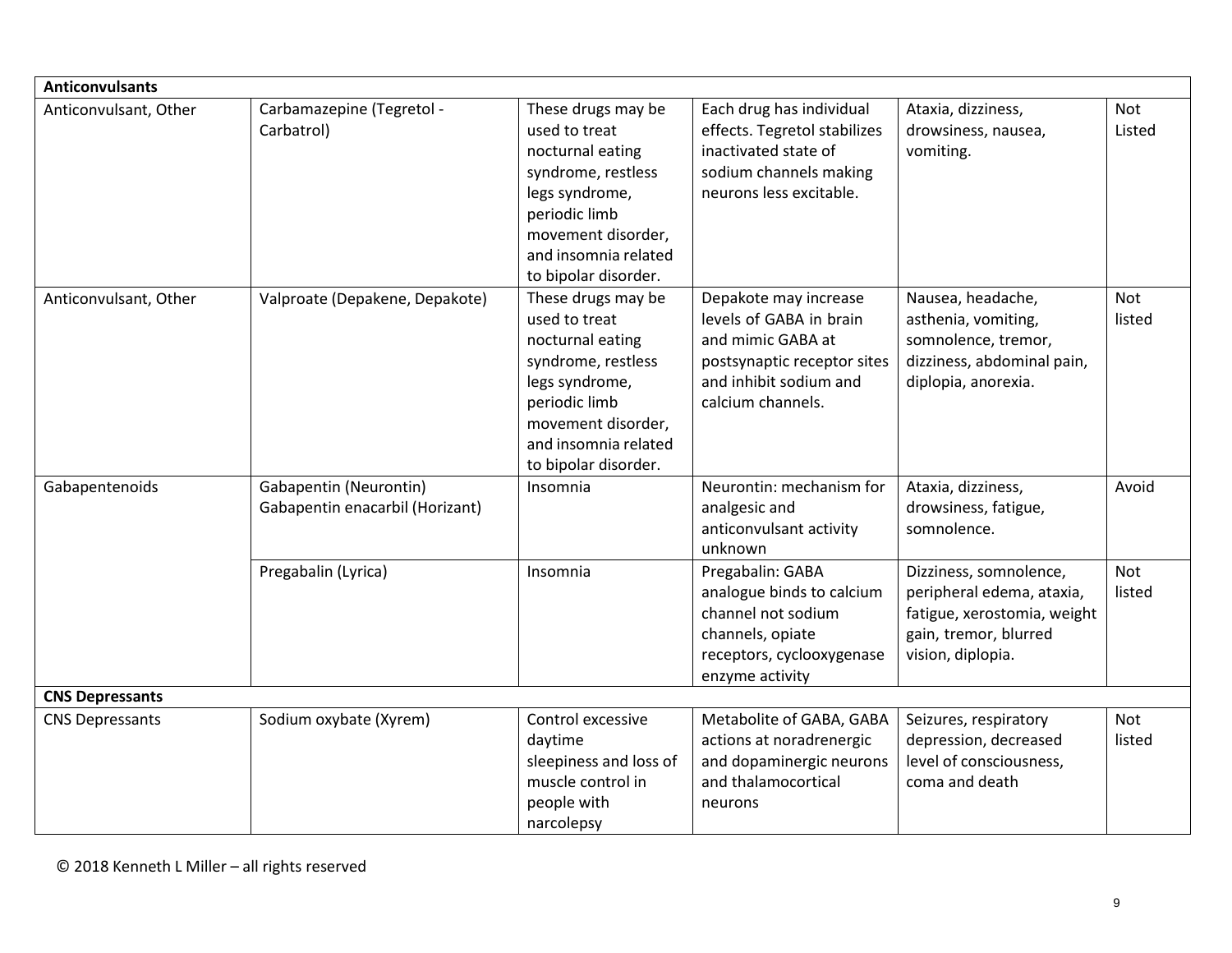| **Anticonvulsants** | | | | | |
|---|---|---|---|---|---|
| Anticonvulsant, Other | Carbamazepine (Tegretol - Carbatrol) | These drugs may be used to treat nocturnal eating syndrome, restless legs syndrome, periodic limb movement disorder, and insomnia related to bipolar disorder. | Each drug has individual effects. Tegretol stabilizes inactivated state of sodium channels making neurons less excitable. | Ataxia, dizziness, drowsiness, nausea, vomiting. | Not Listed |
| Anticonvulsant, Other | Valproate (Depakene, Depakote) | These drugs may be used to treat nocturnal eating syndrome, restless legs syndrome, periodic limb movement disorder, and insomnia related to bipolar disorder. | Depakote may increase levels of GABA in brain and mimic GABA at postsynaptic receptor sites and inhibit sodium and calcium channels. | Nausea, headache, asthenia, vomiting, somnolence, tremor, dizziness, abdominal pain, diplopia, anorexia. | Not listed |
| Gabapentenoids | Gabapentin (Neurontin) Gabapentin enacarbil (Horizant) | Insomnia | Neurontin: mechanism for analgesic and anticonvulsant activity unknown | Ataxia, dizziness, drowsiness, fatigue, somnolence. | Avoid |
| | Pregabalin (Lyrica) | Insomnia | Pregabalin: GABA analogue binds to calcium channel not sodium channels, opiate receptors, cyclooxygenase enzyme activity | Dizziness, somnolence, peripheral edema, ataxia, fatigue, xerostomia, weight gain, tremor, blurred vision, diplopia. | Not listed |
| **CNS Depressants** | | | | | |
| CNS Depressants | Sodium oxybate (Xyrem) | Control excessive daytime sleepiness and loss of muscle control in people with narcolepsy | Metabolite of GABA, GABA actions at noradrenergic and dopaminergic neurons and thalamocortical neurons | Seizures, respiratory depression, decreased level of consciousness, coma and death | Not listed |

© 2018 Kenneth L Miller – all rights reserved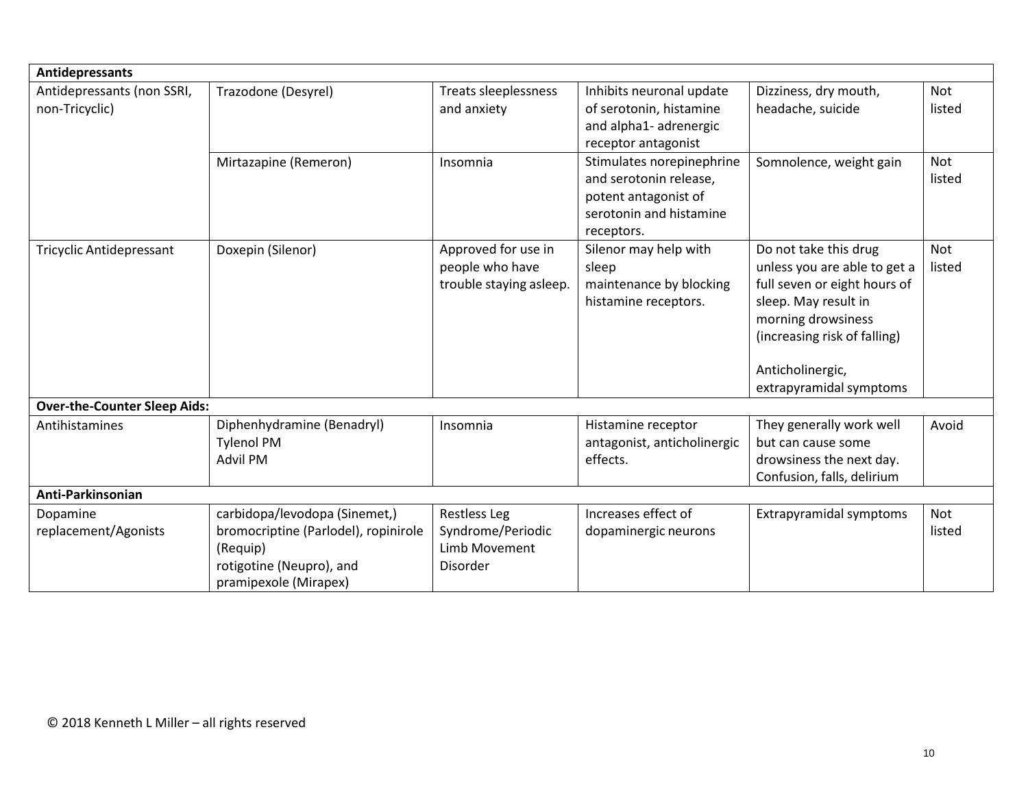| **Antidepressants** | | | | | |
|---|---|---|---|---|---|
| Antidepressants (non SSRI, non-Tricyclic) | Trazodone (Desyrel) | Treats sleeplessness and anxiety | Inhibits neuronal update of serotonin, histamine and alpha1- adrenergic receptor antagonist | Dizziness, dry mouth, headache, suicide | Not listed |
| | Mirtazapine (Remeron) | Insomnia | Stimulates norepinephrine and serotonin release, potent antagonist of serotonin and histamine receptors. | Somnolence, weight gain | Not listed |
| Tricyclic Antidepressant | Doxepin (Silenor) | Approved for use in people who have trouble staying asleep. | Silenor may help with sleep maintenance by blocking histamine receptors. | Do not take this drug unless you are able to get a full seven or eight hours of sleep. May result in morning drowsiness (increasing risk of falling)<br><br>Anticholinergic, extrapyramidal symptoms | Not listed |
| **Over-the-Counter Sleep Aids:** | | | | | |
| Antihistamines | Diphenhydramine (Benadryl)<br>Tylenol PM<br>Advil PM | Insomnia | Histamine receptor antagonist, anticholinergic effects. | They generally work well but can cause some drowsiness the next day. Confusion, falls, delirium | Avoid |
| **Anti-Parkinsonian** | | | | | |
| Dopamine replacement/Agonists | carbidopa/levodopa (Sinemet,) bromocriptine (Parlodel), ropinirole (Requip)<br>rotigotine (Neupro), and pramipexole (Mirapex) | Restless Leg Syndrome/Periodic Limb Movement Disorder | Increases effect of dopaminergic neurons | Extrapyramidal symptoms | Not listed |

© 2018 Kenneth L Miller – all rights reserved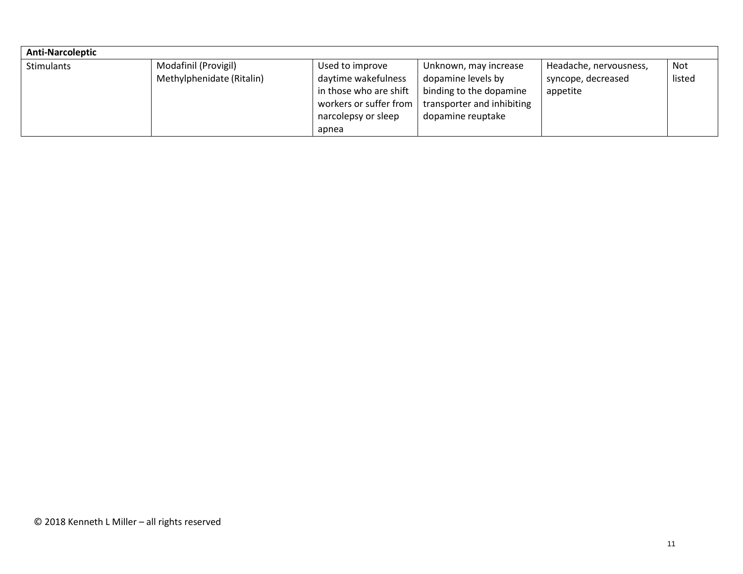| **Anti-Narcoleptic** | | | | | |
|---|---|---|---|---|---|
| Stimulants | Modafinil (Provigil)<br>Methylphenidate (Ritalin) | Used to improve daytime wakefulness in those who are shift workers or suffer from narcolepsy or sleep apnea | Unknown, may increase dopamine levels by binding to the dopamine transporter and inhibiting dopamine reuptake | Headache, nervousness, syncope, decreased appetite | Not listed |

© 2018 Kenneth L Miller – all rights reserved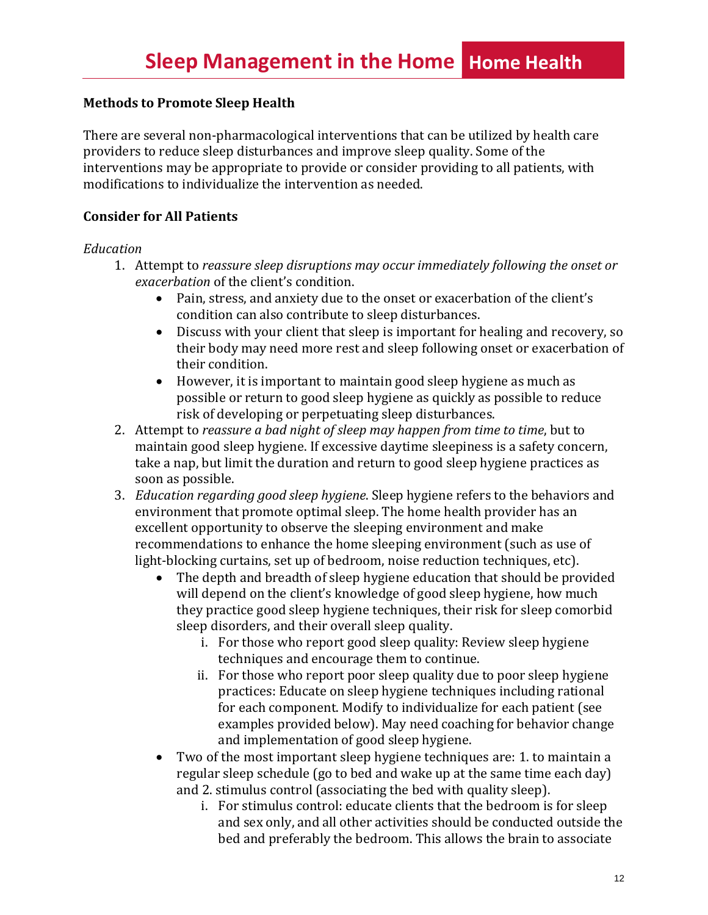## Methods to Promote Sleep Health

There are several non-pharmacological interventions that can be utilized by health care providers to reduce sleep disturbances and improve sleep quality. Some of the interventions may be appropriate to provide or consider providing to all patients, with modifications to individualize the intervention as needed.

### Consider for All Patients

*Education*

1. Attempt to *reassure sleep disruptions may occur immediately following the onset or exacerbation* of the client's condition.
   - Pain, stress, and anxiety due to the onset or exacerbation of the client's condition can also contribute to sleep disturbances.
   - Discuss with your client that sleep is important for healing and recovery, so their body may need more rest and sleep following onset or exacerbation of their condition.
   - However, it is important to maintain good sleep hygiene as much as possible or return to good sleep hygiene as quickly as possible to reduce risk of developing or perpetuating sleep disturbances.
2. Attempt to *reassure a bad night of sleep may happen from time to time*, but to maintain good sleep hygiene. If excessive daytime sleepiness is a safety concern, take a nap, but limit the duration and return to good sleep hygiene practices as soon as possible.
3. *Education regarding good sleep hygiene*. Sleep hygiene refers to the behaviors and environment that promote optimal sleep. The home health provider has an excellent opportunity to observe the sleeping environment and make recommendations to enhance the home sleeping environment (such as use of light-blocking curtains, set up of bedroom, noise reduction techniques, etc).
   - The depth and breadth of sleep hygiene education that should be provided will depend on the client's knowledge of good sleep hygiene, how much they practice good sleep hygiene techniques, their risk for sleep comorbid sleep disorders, and their overall sleep quality.
     1. For those who report good sleep quality: Review sleep hygiene techniques and encourage them to continue.
     2. For those who report poor sleep quality due to poor sleep hygiene practices: Educate on sleep hygiene techniques including rational for each component. Modify to individualize for each patient (see examples provided below). May need coaching for behavior change and implementation of good sleep hygiene.
   - Two of the most important sleep hygiene techniques are: 1. to maintain a regular sleep schedule (go to bed and wake up at the same time each day) and 2. stimulus control (associating the bed with quality sleep).
     1. For stimulus control: educate clients that the bedroom is for sleep and sex only, and all other activities should be conducted outside the bed and preferably the bedroom. This allows the brain to associate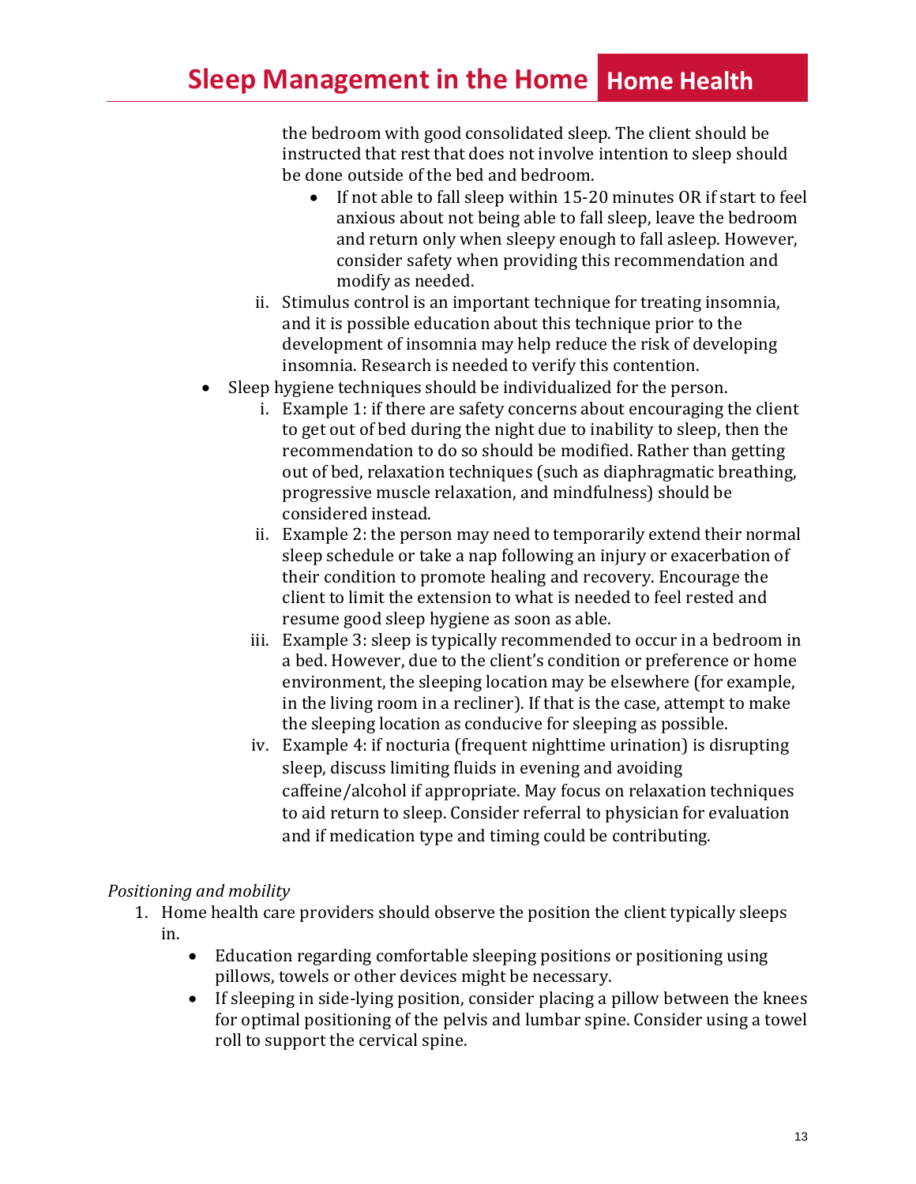the bedroom with good consolidated sleep. The client should be instructed that rest that does not involve intention to sleep should be done outside of the bed and bedroom.

- If not able to fall sleep within 15-20 minutes OR if start to feel anxious about not being able to fall sleep, leave the bedroom and return only when sleepy enough to fall asleep. However, consider safety when providing this recommendation and modify as needed.

ii. Stimulus control is an important technique for treating insomnia, and it is possible education about this technique prior to the development of insomnia may help reduce the risk of developing insomnia. Research is needed to verify this contention.

- Sleep hygiene techniques should be individualized for the person.
  - i. Example 1: if there are safety concerns about encouraging the client to get out of bed during the night due to inability to sleep, then the recommendation to do so should be modified. Rather than getting out of bed, relaxation techniques (such as diaphragmatic breathing, progressive muscle relaxation, and mindfulness) should be considered instead.
  - ii. Example 2: the person may need to temporarily extend their normal sleep schedule or take a nap following an injury or exacerbation of their condition to promote healing and recovery. Encourage the client to limit the extension to what is needed to feel rested and resume good sleep hygiene as soon as able.
  - iii. Example 3: sleep is typically recommended to occur in a bedroom in a bed. However, due to the client's condition or preference or home environment, the sleeping location may be elsewhere (for example, in the living room in a recliner). If that is the case, attempt to make the sleeping location as conducive for sleeping as possible.
  - iv. Example 4: if nocturia (frequent nighttime urination) is disrupting sleep, discuss limiting fluids in evening and avoiding caffeine/alcohol if appropriate. May focus on relaxation techniques to aid return to sleep. Consider referral to physician for evaluation and if medication type and timing could be contributing.

*Positioning and mobility*

1. Home health care providers should observe the position the client typically sleeps in.
   - Education regarding comfortable sleeping positions or positioning using pillows, towels or other devices might be necessary.
   - If sleeping in side-lying position, consider placing a pillow between the knees for optimal positioning of the pelvis and lumbar spine. Consider using a towel roll to support the cervical spine.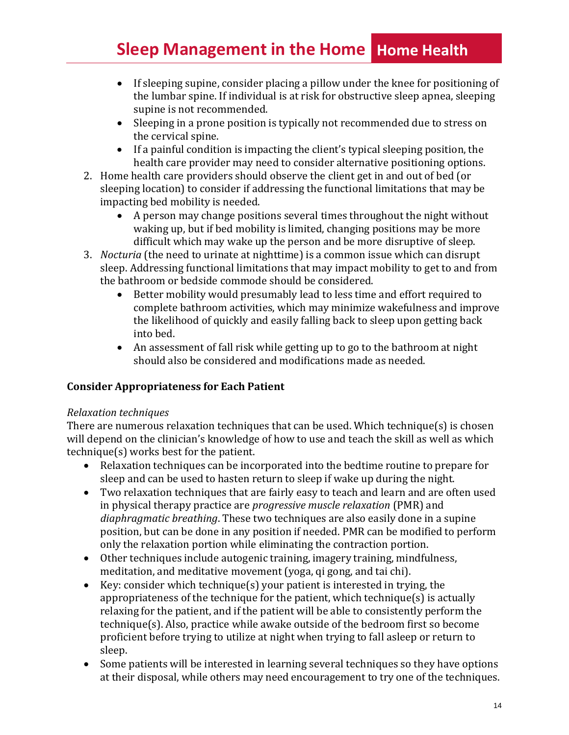- If sleeping supine, consider placing a pillow under the knee for positioning of the lumbar spine. If individual is at risk for obstructive sleep apnea, sleeping supine is not recommended.
- Sleeping in a prone position is typically not recommended due to stress on the cervical spine.
- If a painful condition is impacting the client's typical sleeping position, the health care provider may need to consider alternative positioning options.

2. Home health care providers should observe the client get in and out of bed (or sleeping location) to consider if addressing the functional limitations that may be impacting bed mobility is needed.
   - A person may change positions several times throughout the night without waking up, but if bed mobility is limited, changing positions may be more difficult which may wake up the person and be more disruptive of sleep.
3. *Nocturia* (the need to urinate at nighttime) is a common issue which can disrupt sleep. Addressing functional limitations that may impact mobility to get to and from the bathroom or bedside commode should be considered.
   - Better mobility would presumably lead to less time and effort required to complete bathroom activities, which may minimize wakefulness and improve the likelihood of quickly and easily falling back to sleep upon getting back into bed.
   - An assessment of fall risk while getting up to go to the bathroom at night should also be considered and modifications made as needed.

**Consider Appropriateness for Each Patient**

*Relaxation techniques*

There are numerous relaxation techniques that can be used. Which technique(s) is chosen will depend on the clinician's knowledge of how to use and teach the skill as well as which technique(s) works best for the patient.

- Relaxation techniques can be incorporated into the bedtime routine to prepare for sleep and can be used to hasten return to sleep if wake up during the night.
- Two relaxation techniques that are fairly easy to teach and learn and are often used in physical therapy practice are *progressive muscle relaxation* (PMR) and *diaphragmatic breathing*. These two techniques are also easily done in a supine position, but can be done in any position if needed. PMR can be modified to perform only the relaxation portion while eliminating the contraction portion.
- Other techniques include autogenic training, imagery training, mindfulness, meditation, and meditative movement (yoga, qi gong, and tai chi).
- Key: consider which technique(s) your patient is interested in trying, the appropriateness of the technique for the patient, which technique(s) is actually relaxing for the patient, and if the patient will be able to consistently perform the technique(s). Also, practice while awake outside of the bedroom first so become proficient before trying to utilize at night when trying to fall asleep or return to sleep.
- Some patients will be interested in learning several techniques so they have options at their disposal, while others may need encouragement to try one of the techniques.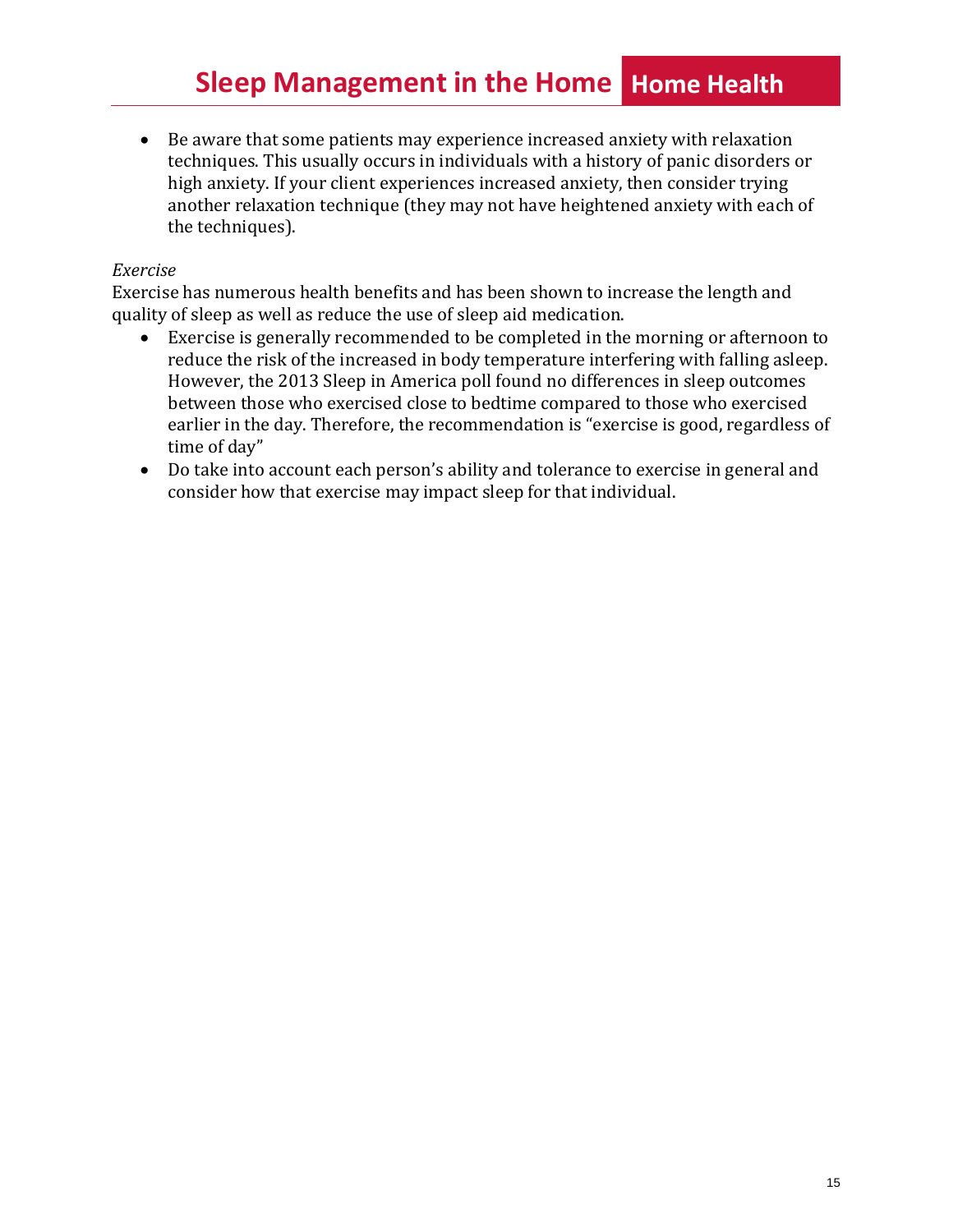- Be aware that some patients may experience increased anxiety with relaxation techniques. This usually occurs in individuals with a history of panic disorders or high anxiety. If your client experiences increased anxiety, then consider trying another relaxation technique (they may not have heightened anxiety with each of the techniques).

*Exercise*

Exercise has numerous health benefits and has been shown to increase the length and quality of sleep as well as reduce the use of sleep aid medication.

- Exercise is generally recommended to be completed in the morning or afternoon to reduce the risk of the increased in body temperature interfering with falling asleep. However, the 2013 Sleep in America poll found no differences in sleep outcomes between those who exercised close to bedtime compared to those who exercised earlier in the day. Therefore, the recommendation is "exercise is good, regardless of time of day"
- Do take into account each person's ability and tolerance to exercise in general and consider how that exercise may impact sleep for that individual.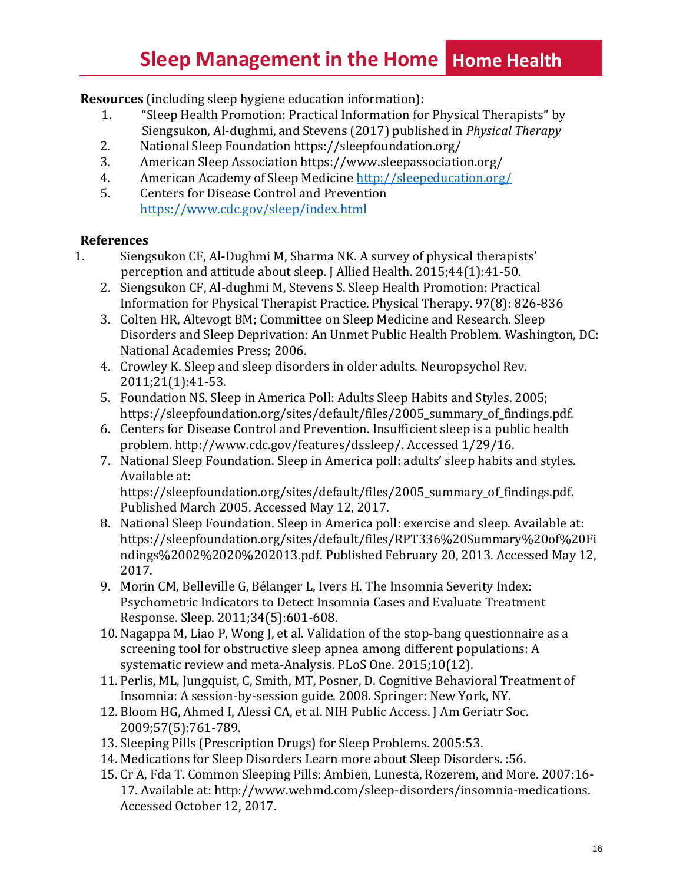**Resources** (including sleep hygiene education information):

1. "Sleep Health Promotion: Practical Information for Physical Therapists" by Siengsukon, Al-dughmi, and Stevens (2017) published in *Physical Therapy*
2. National Sleep Foundation https://sleepfoundation.org/
3. American Sleep Association https://www.sleepassociation.org/
4. American Academy of Sleep Medicine [http://sleepeducation.org/](http://sleepeducation.org/)
5. Centers for Disease Control and Prevention [https://www.cdc.gov/sleep/index.html](https://www.cdc.gov/sleep/index.html)

**References**

1. Siengsukon CF, Al-Dughmi M, Sharma NK. A survey of physical therapists' perception and attitude about sleep. J Allied Health. 2015;44(1):41-50.
2. Siengsukon CF, Al-dughmi M, Stevens S. Sleep Health Promotion: Practical Information for Physical Therapist Practice. Physical Therapy. 97(8): 826-836
3. Colten HR, Altevogt BM; Committee on Sleep Medicine and Research. Sleep Disorders and Sleep Deprivation: An Unmet Public Health Problem. Washington, DC: National Academies Press; 2006.
4. Crowley K. Sleep and sleep disorders in older adults. Neuropsychol Rev. 2011;21(1):41-53.
5. Foundation NS. Sleep in America Poll: Adults Sleep Habits and Styles. 2005; https://sleepfoundation.org/sites/default/files/2005_summary_of_findings.pdf.
6. Centers for Disease Control and Prevention. Insufficient sleep is a public health problem. http://www.cdc.gov/features/dssleep/. Accessed 1/29/16.
7. National Sleep Foundation. Sleep in America poll: adults' sleep habits and styles. Available at: https://sleepfoundation.org/sites/default/files/2005_summary_of_findings.pdf. Published March 2005. Accessed May 12, 2017.
8. National Sleep Foundation. Sleep in America poll: exercise and sleep. Available at: https://sleepfoundation.org/sites/default/files/RPT336%20Summary%20of%20Findings%2002%2020%202013.pdf. Published February 20, 2013. Accessed May 12, 2017.
9. Morin CM, Belleville G, Bélanger L, Ivers H. The Insomnia Severity Index: Psychometric Indicators to Detect Insomnia Cases and Evaluate Treatment Response. Sleep. 2011;34(5):601-608.
10. Nagappa M, Liao P, Wong J, et al. Validation of the stop-bang questionnaire as a screening tool for obstructive sleep apnea among different populations: A systematic review and meta-Analysis. PLoS One. 2015;10(12).
11. Perlis, ML, Jungquist, C, Smith, MT, Posner, D. Cognitive Behavioral Treatment of Insomnia: A session-by-session guide. 2008. Springer: New York, NY.
12. Bloom HG, Ahmed I, Alessi CA, et al. NIH Public Access. J Am Geriatr Soc. 2009;57(5):761-789.
13. Sleeping Pills (Prescription Drugs) for Sleep Problems. 2005:53.
14. Medications for Sleep Disorders Learn more about Sleep Disorders. :56.
15. Cr A, Fda T. Common Sleeping Pills: Ambien, Lunesta, Rozerem, and More. 2007:16-17. Available at: http://www.webmd.com/sleep-disorders/insomnia-medications. Accessed October 12, 2017.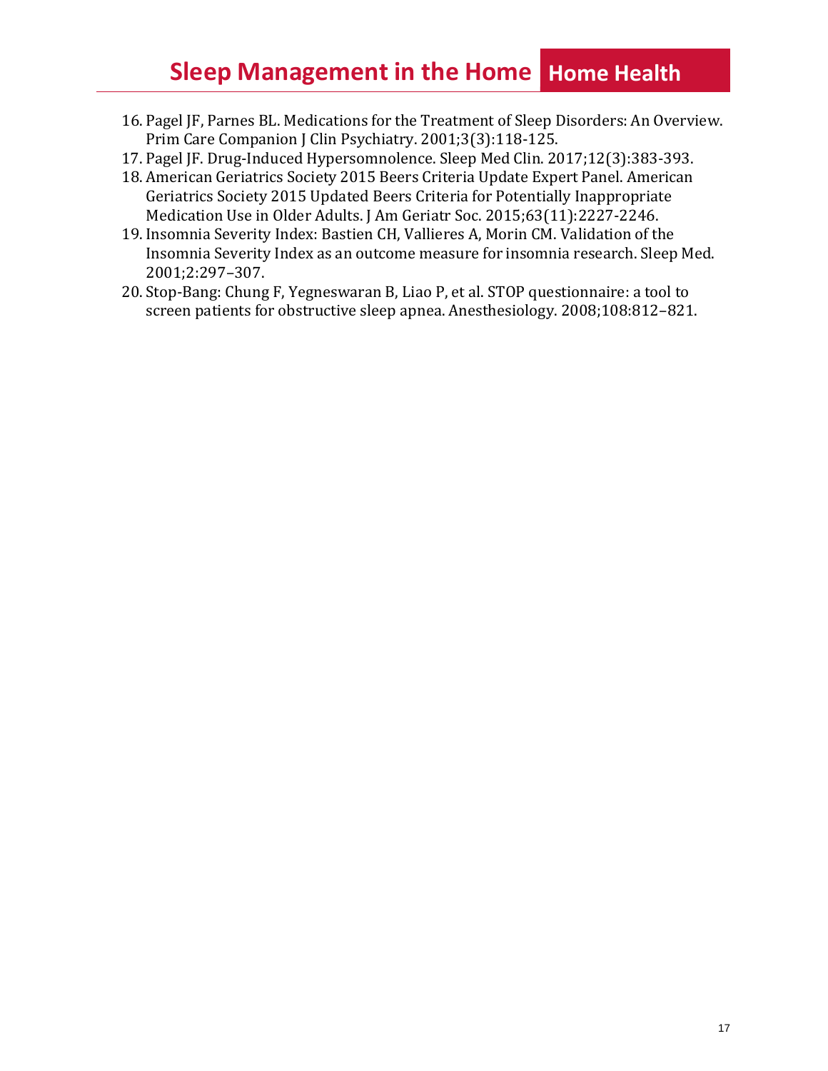16. Pagel JF, Parnes BL. Medications for the Treatment of Sleep Disorders: An Overview. Prim Care Companion J Clin Psychiatry. 2001;3(3):118-125.
17. Pagel JF. Drug-Induced Hypersomnolence. Sleep Med Clin. 2017;12(3):383-393.
18. American Geriatrics Society 2015 Beers Criteria Update Expert Panel. American Geriatrics Society 2015 Updated Beers Criteria for Potentially Inappropriate Medication Use in Older Adults. J Am Geriatr Soc. 2015;63(11):2227-2246.
19. Insomnia Severity Index: Bastien CH, Vallieres A, Morin CM. Validation of the Insomnia Severity Index as an outcome measure for insomnia research. Sleep Med. 2001;2:297–307.
20. Stop-Bang: Chung F, Yegneswaran B, Liao P, et al. STOP questionnaire: a tool to screen patients for obstructive sleep apnea. Anesthesiology. 2008;108:812–821.